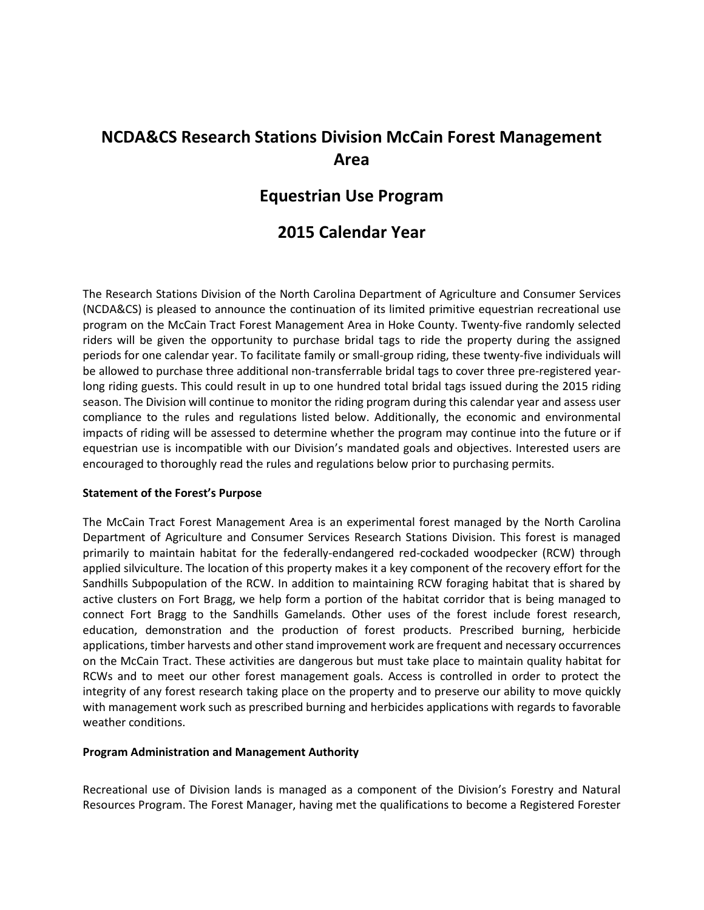# NCDA&CS Research Stations Division McCain Forest Management Area

# Equestrian Use Program

# 2015 Calendar Year

The Research Stations Division of the North Carolina Department of Agriculture and Consumer Services (NCDA&CS) is pleased to announce the continuation of its limited primitive equestrian recreational use program on the McCain Tract Forest Management Area in Hoke County. Twenty-five randomly selected riders will be given the opportunity to purchase bridal tags to ride the property during the assigned periods for one calendar year. To facilitate family or small-group riding, these twenty-five individuals will be allowed to purchase three additional non-transferrable bridal tags to cover three pre-registered year-long riding guests. This could result in up to one hundred total bridal tags issued during the 2015 riding season. The Division will continue to monitor the riding program during this calendar year and assess user compliance to the rules and regulations listed below. Additionally, the economic and environmental impacts of riding will be assessed to determine whether the program may continue into the future or if equestrian use is incompatible with our Division's mandated goals and objectives. Interested users are encouraged to thoroughly read the rules and regulations below prior to purchasing permits.

**Statement of the Forest's Purpose**

The McCain Tract Forest Management Area is an experimental forest managed by the North Carolina Department of Agriculture and Consumer Services Research Stations Division. This forest is managed primarily to maintain habitat for the federally-endangered red-cockaded woodpecker (RCW) through applied silviculture. The location of this property makes it a key component of the recovery effort for the Sandhills Subpopulation of the RCW. In addition to maintaining RCW foraging habitat that is shared by active clusters on Fort Bragg, we help form a portion of the habitat corridor that is being managed to connect Fort Bragg to the Sandhills Gamelands. Other uses of the forest include forest research, education, demonstration and the production of forest products. Prescribed burning, herbicide applications, timber harvests and other stand improvement work are frequent and necessary occurrences on the McCain Tract. These activities are dangerous but must take place to maintain quality habitat for RCWs and to meet our other forest management goals. Access is controlled in order to protect the integrity of any forest research taking place on the property and to preserve our ability to move quickly with management work such as prescribed burning and herbicides applications with regards to favorable weather conditions.

**Program Administration and Management Authority**

Recreational use of Division lands is managed as a component of the Division's Forestry and Natural Resources Program. The Forest Manager, having met the qualifications to become a Registered Forester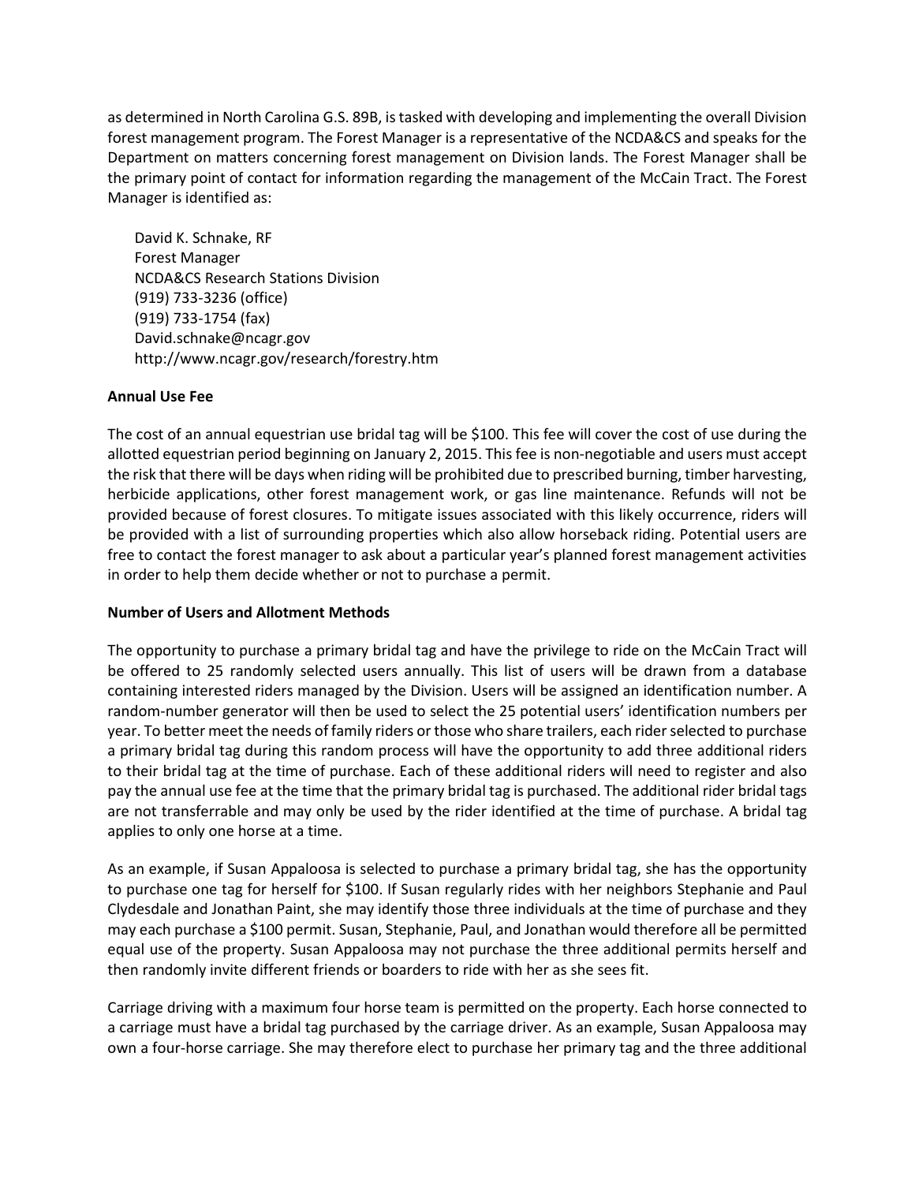as determined in North Carolina G.S. 89B, is tasked with developing and implementing the overall Division forest management program. The Forest Manager is a representative of the NCDA&CS and speaks for the Department on matters concerning forest management on Division lands. The Forest Manager shall be the primary point of contact for information regarding the management of the McCain Tract. The Forest Manager is identified as:

David K. Schnake, RF  
Forest Manager  
NCDA&CS Research Stations Division  
(919) 733-3236 (office)  
(919) 733-1754 (fax)  
David.schnake@ncagr.gov  
http://www.ncagr.gov/research/forestry.htm

**Annual Use Fee**

The cost of an annual equestrian use bridal tag will be $100. This fee will cover the cost of use during the allotted equestrian period beginning on January 2, 2015. This fee is non-negotiable and users must accept the risk that there will be days when riding will be prohibited due to prescribed burning, timber harvesting, herbicide applications, other forest management work, or gas line maintenance. Refunds will not be provided because of forest closures. To mitigate issues associated with this likely occurrence, riders will be provided with a list of surrounding properties which also allow horseback riding. Potential users are free to contact the forest manager to ask about a particular year's planned forest management activities in order to help them decide whether or not to purchase a permit.

**Number of Users and Allotment Methods**

The opportunity to purchase a primary bridal tag and have the privilege to ride on the McCain Tract will be offered to 25 randomly selected users annually. This list of users will be drawn from a database containing interested riders managed by the Division. Users will be assigned an identification number. A random-number generator will then be used to select the 25 potential users' identification numbers per year. To better meet the needs of family riders or those who share trailers, each rider selected to purchase a primary bridal tag during this random process will have the opportunity to add three additional riders to their bridal tag at the time of purchase. Each of these additional riders will need to register and also pay the annual use fee at the time that the primary bridal tag is purchased. The additional rider bridal tags are not transferrable and may only be used by the rider identified at the time of purchase. A bridal tag applies to only one horse at a time.

As an example, if Susan Appaloosa is selected to purchase a primary bridal tag, she has the opportunity to purchase one tag for herself for $100. If Susan regularly rides with her neighbors Stephanie and Paul Clydesdale and Jonathan Paint, she may identify those three individuals at the time of purchase and they may each purchase a $100 permit. Susan, Stephanie, Paul, and Jonathan would therefore all be permitted equal use of the property. Susan Appaloosa may not purchase the three additional permits herself and then randomly invite different friends or boarders to ride with her as she sees fit.

Carriage driving with a maximum four horse team is permitted on the property. Each horse connected to a carriage must have a bridal tag purchased by the carriage driver. As an example, Susan Appaloosa may own a four-horse carriage. She may therefore elect to purchase her primary tag and the three additional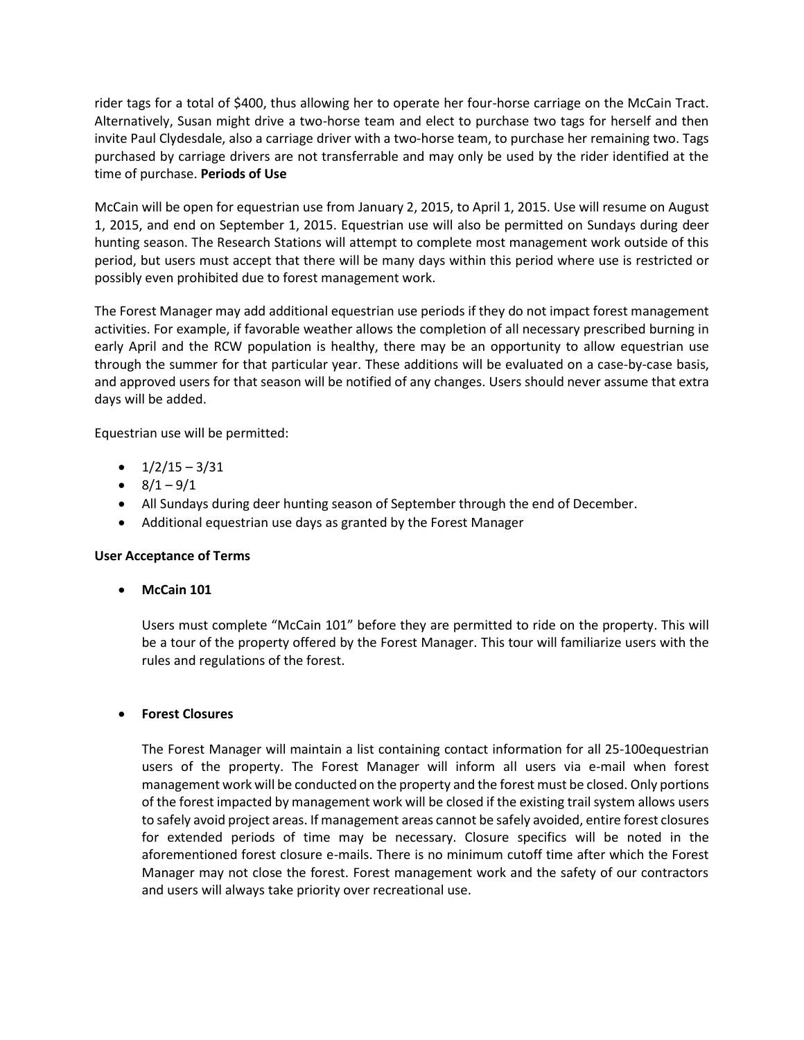rider tags for a total of $400, thus allowing her to operate her four-horse carriage on the McCain Tract. Alternatively, Susan might drive a two-horse team and elect to purchase two tags for herself and then invite Paul Clydesdale, also a carriage driver with a two-horse team, to purchase her remaining two. Tags purchased by carriage drivers are not transferrable and may only be used by the rider identified at the time of purchase.

**Periods of Use**

McCain will be open for equestrian use from January 2, 2015, to April 1, 2015. Use will resume on August 1, 2015, and end on September 1, 2015. Equestrian use will also be permitted on Sundays during deer hunting season. The Research Stations will attempt to complete most management work outside of this period, but users must accept that there will be many days within this period where use is restricted or possibly even prohibited due to forest management work.

The Forest Manager may add additional equestrian use periods if they do not impact forest management activities. For example, if favorable weather allows the completion of all necessary prescribed burning in early April and the RCW population is healthy, there may be an opportunity to allow equestrian use through the summer for that particular year. These additions will be evaluated on a case-by-case basis, and approved users for that season will be notified of any changes. Users should never assume that extra days will be added.

Equestrian use will be permitted:

- 1/2/15 – 3/31
- 8/1 – 9/1
- All Sundays during deer hunting season of September through the end of December.
- Additional equestrian use days as granted by the Forest Manager

**User Acceptance of Terms**

- **McCain 101**

  Users must complete "McCain 101" before they are permitted to ride on the property. This will be a tour of the property offered by the Forest Manager. This tour will familiarize users with the rules and regulations of the forest.

- **Forest Closures**

  The Forest Manager will maintain a list containing contact information for all 25-100equestrian users of the property. The Forest Manager will inform all users via e-mail when forest management work will be conducted on the property and the forest must be closed. Only portions of the forest impacted by management work will be closed if the existing trail system allows users to safely avoid project areas. If management areas cannot be safely avoided, entire forest closures for extended periods of time may be necessary. Closure specifics will be noted in the aforementioned forest closure e-mails. There is no minimum cutoff time after which the Forest Manager may not close the forest. Forest management work and the safety of our contractors and users will always take priority over recreational use.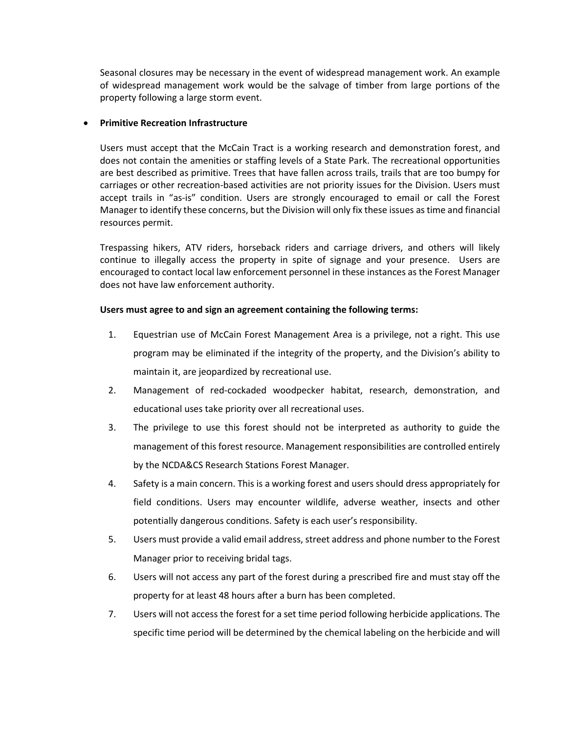Seasonal closures may be necessary in the event of widespread management work. An example of widespread management work would be the salvage of timber from large portions of the property following a large storm event.

- **Primitive Recreation Infrastructure**

  Users must accept that the McCain Tract is a working research and demonstration forest, and does not contain the amenities or staffing levels of a State Park. The recreational opportunities are best described as primitive. Trees that have fallen across trails, trails that are too bumpy for carriages or other recreation-based activities are not priority issues for the Division. Users must accept trails in "as-is" condition. Users are strongly encouraged to email or call the Forest Manager to identify these concerns, but the Division will only fix these issues as time and financial resources permit.

  Trespassing hikers, ATV riders, horseback riders and carriage drivers, and others will likely continue to illegally access the property in spite of signage and your presence. Users are encouraged to contact local law enforcement personnel in these instances as the Forest Manager does not have law enforcement authority.

  **Users must agree to and sign an agreement containing the following terms:**

  1. Equestrian use of McCain Forest Management Area is a privilege, not a right. This use program may be eliminated if the integrity of the property, and the Division's ability to maintain it, are jeopardized by recreational use.
  2. Management of red-cockaded woodpecker habitat, research, demonstration, and educational uses take priority over all recreational uses.
  3. The privilege to use this forest should not be interpreted as authority to guide the management of this forest resource. Management responsibilities are controlled entirely by the NCDA&CS Research Stations Forest Manager.
  4. Safety is a main concern. This is a working forest and users should dress appropriately for field conditions. Users may encounter wildlife, adverse weather, insects and other potentially dangerous conditions. Safety is each user's responsibility.
  5. Users must provide a valid email address, street address and phone number to the Forest Manager prior to receiving bridal tags.
  6. Users will not access any part of the forest during a prescribed fire and must stay off the property for at least 48 hours after a burn has been completed.
  7. Users will not access the forest for a set time period following herbicide applications. The specific time period will be determined by the chemical labeling on the herbicide and will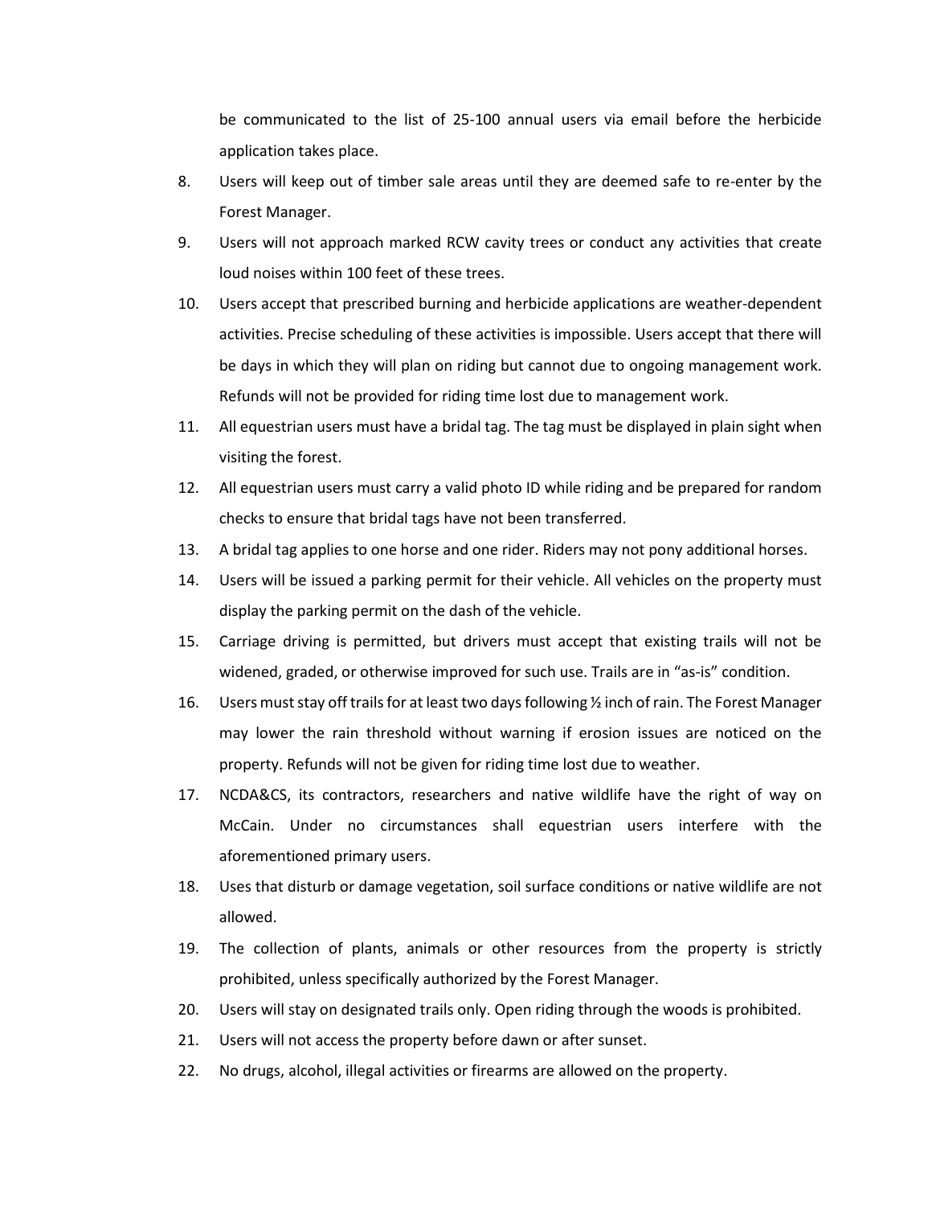be communicated to the list of 25-100 annual users via email before the herbicide application takes place.

8. Users will keep out of timber sale areas until they are deemed safe to re-enter by the Forest Manager.
9. Users will not approach marked RCW cavity trees or conduct any activities that create loud noises within 100 feet of these trees.
10. Users accept that prescribed burning and herbicide applications are weather-dependent activities. Precise scheduling of these activities is impossible. Users accept that there will be days in which they will plan on riding but cannot due to ongoing management work. Refunds will not be provided for riding time lost due to management work.
11. All equestrian users must have a bridal tag. The tag must be displayed in plain sight when visiting the forest.
12. All equestrian users must carry a valid photo ID while riding and be prepared for random checks to ensure that bridal tags have not been transferred.
13. A bridal tag applies to one horse and one rider. Riders may not pony additional horses.
14. Users will be issued a parking permit for their vehicle. All vehicles on the property must display the parking permit on the dash of the vehicle.
15. Carriage driving is permitted, but drivers must accept that existing trails will not be widened, graded, or otherwise improved for such use. Trails are in "as-is" condition.
16. Users must stay off trails for at least two days following ½ inch of rain. The Forest Manager may lower the rain threshold without warning if erosion issues are noticed on the property. Refunds will not be given for riding time lost due to weather.
17. NCDA&CS, its contractors, researchers and native wildlife have the right of way on McCain. Under no circumstances shall equestrian users interfere with the aforementioned primary users.
18. Uses that disturb or damage vegetation, soil surface conditions or native wildlife are not allowed.
19. The collection of plants, animals or other resources from the property is strictly prohibited, unless specifically authorized by the Forest Manager.
20. Users will stay on designated trails only. Open riding through the woods is prohibited.
21. Users will not access the property before dawn or after sunset.
22. No drugs, alcohol, illegal activities or firearms are allowed on the property.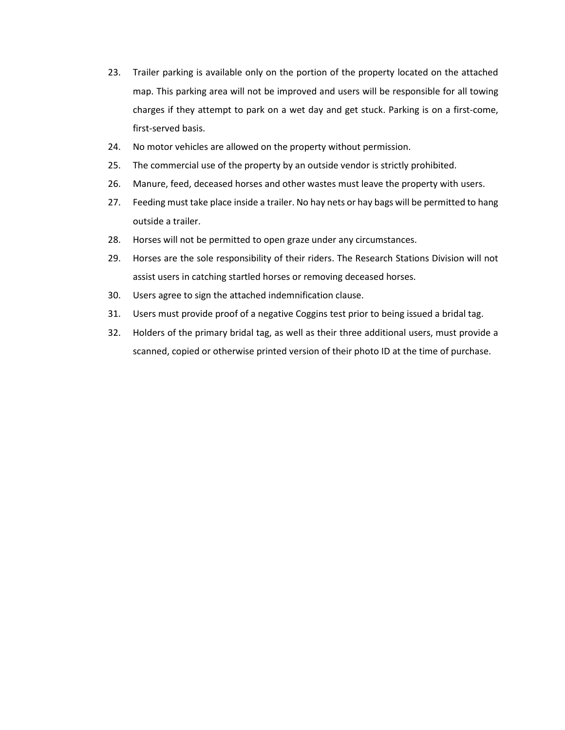23. Trailer parking is available only on the portion of the property located on the attached map. This parking area will not be improved and users will be responsible for all towing charges if they attempt to park on a wet day and get stuck. Parking is on a first-come, first-served basis.
24. No motor vehicles are allowed on the property without permission.
25. The commercial use of the property by an outside vendor is strictly prohibited.
26. Manure, feed, deceased horses and other wastes must leave the property with users.
27. Feeding must take place inside a trailer. No hay nets or hay bags will be permitted to hang outside a trailer.
28. Horses will not be permitted to open graze under any circumstances.
29. Horses are the sole responsibility of their riders. The Research Stations Division will not assist users in catching startled horses or removing deceased horses.
30. Users agree to sign the attached indemnification clause.
31. Users must provide proof of a negative Coggins test prior to being issued a bridal tag.
32. Holders of the primary bridal tag, as well as their three additional users, must provide a scanned, copied or otherwise printed version of their photo ID at the time of purchase.